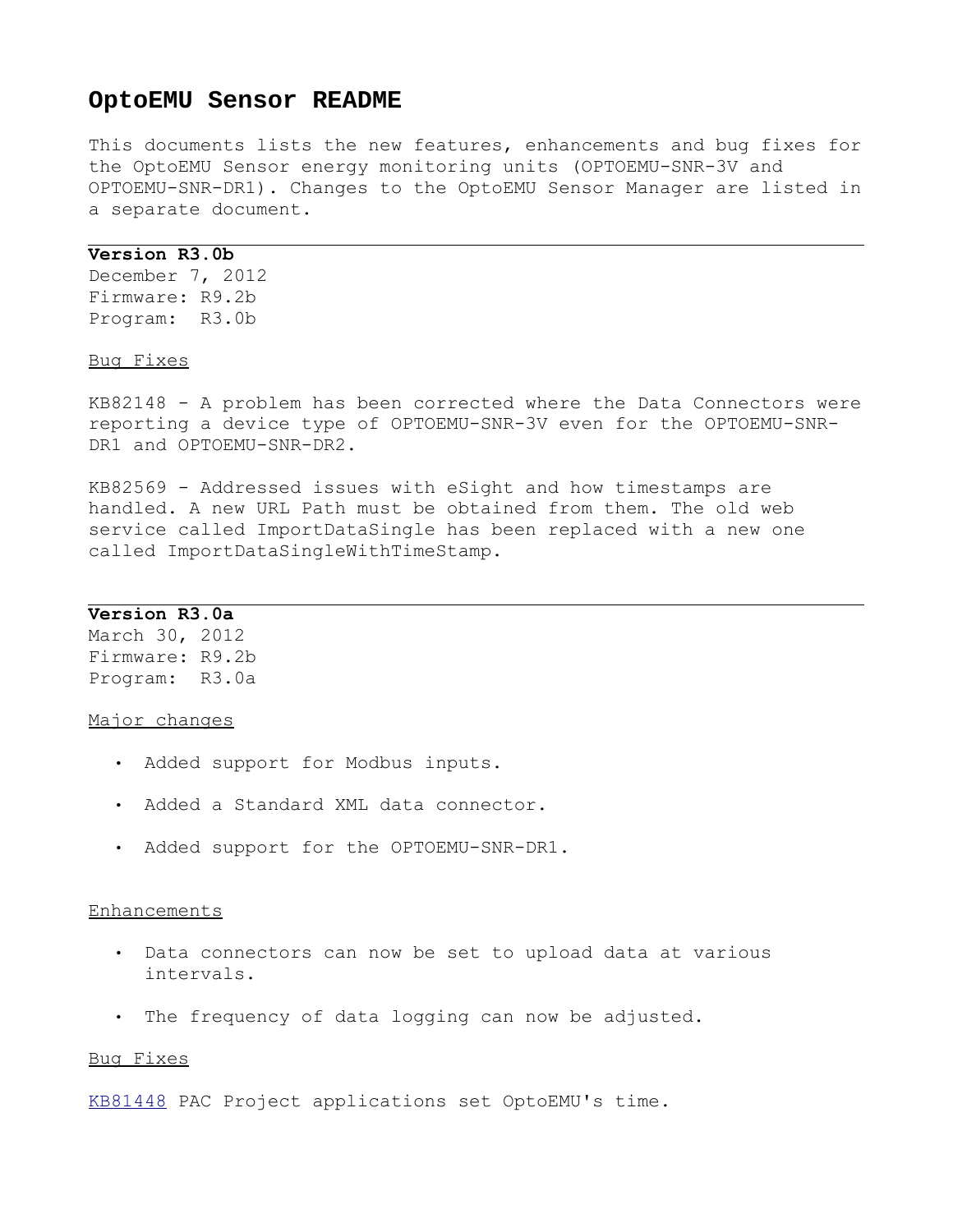# OptoEMU Sensor README

This documents lists the new features, enhancements and bug fixes for the OptoEMU Sensor energy monitoring units (OPTOEMU-SNR-3V and OPTOEMU-SNR-DR1). Changes to the OptoEMU Sensor Manager are listed in a separate document.

---

**Version R3.0b**
December 7, 2012
Firmware: R9.2b
Program: R3.0b

Bug Fixes

KB82148 - A problem has been corrected where the Data Connectors were reporting a device type of OPTOEMU-SNR-3V even for the OPTOEMU-SNR-DR1 and OPTOEMU-SNR-DR2.

KB82569 - Addressed issues with eSight and how timestamps are handled. A new URL Path must be obtained from them. The old web service called ImportDataSingle has been replaced with a new one called ImportDataSingleWithTimeStamp.

---

**Version R3.0a**
March 30, 2012
Firmware: R9.2b
Program: R3.0a

Major changes

- Added support for Modbus inputs.
- Added a Standard XML data connector.
- Added support for the OPTOEMU-SNR-DR1.

Enhancements

- Data connectors can now be set to upload data at various intervals.
- The frequency of data logging can now be adjusted.

Bug Fixes

KB81448 PAC Project applications set OptoEMU's time.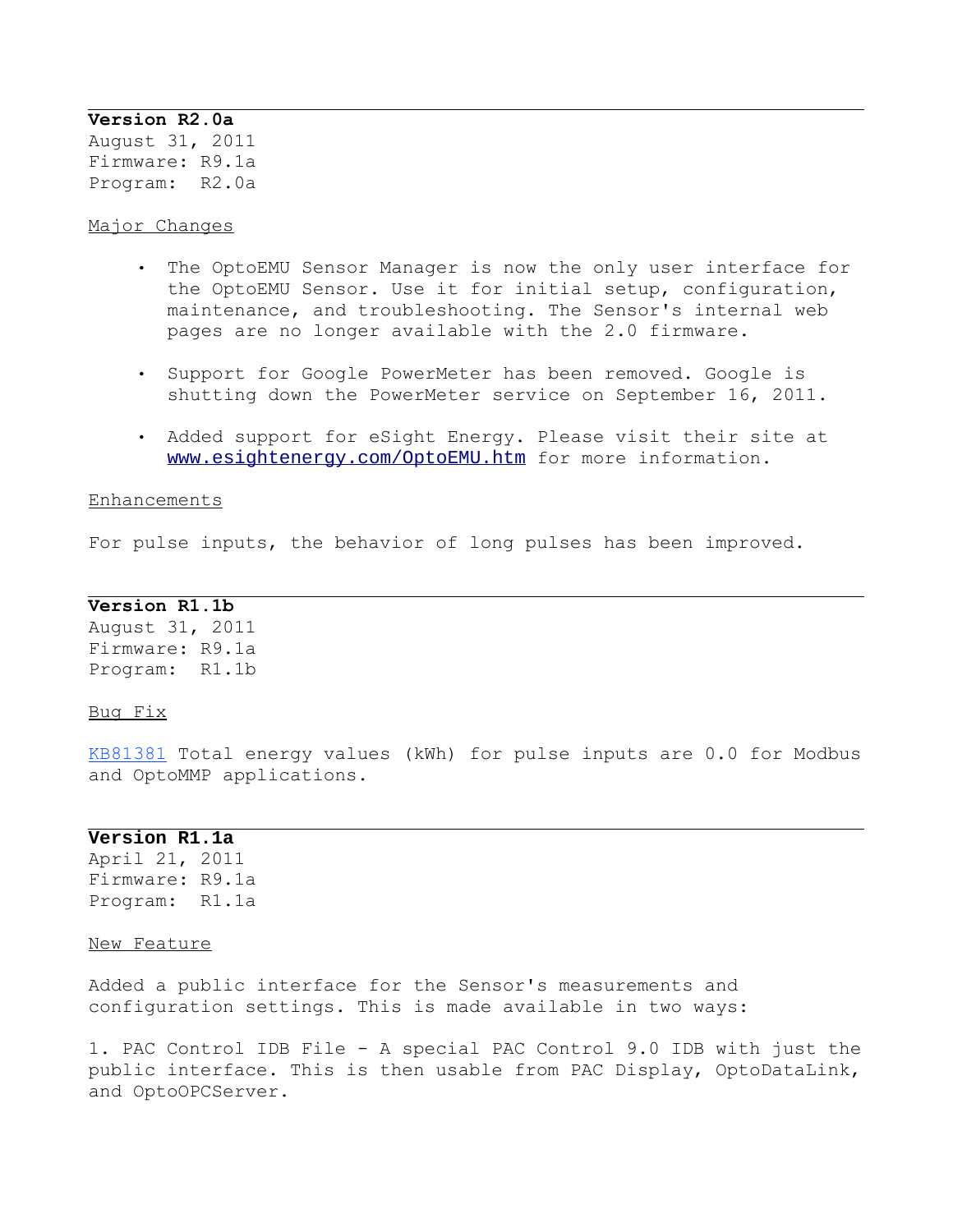---

**Version R2.0a**

August 31, 2011
Firmware: R9.1a
Program: R2.0a

Major Changes

- The OptoEMU Sensor Manager is now the only user interface for the OptoEMU Sensor. Use it for initial setup, configuration, maintenance, and troubleshooting. The Sensor's internal web pages are no longer available with the 2.0 firmware.
- Support for Google PowerMeter has been removed. Google is shutting down the PowerMeter service on September 16, 2011.
- Added support for eSight Energy. Please visit their site at www.esightenergy.com/OptoEMU.htm for more information.

Enhancements

For pulse inputs, the behavior of long pulses has been improved.

---

**Version R1.1b**

August 31, 2011
Firmware: R9.1a
Program: R1.1b

Bug Fix

KB81381 Total energy values (kWh) for pulse inputs are 0.0 for Modbus and OptoMMP applications.

---

**Version R1.1a**

April 21, 2011
Firmware: R9.1a
Program: R1.1a

New Feature

Added a public interface for the Sensor's measurements and configuration settings. This is made available in two ways:

1. PAC Control IDB File - A special PAC Control 9.0 IDB with just the public interface. This is then usable from PAC Display, OptoDataLink, and OptoOPCServer.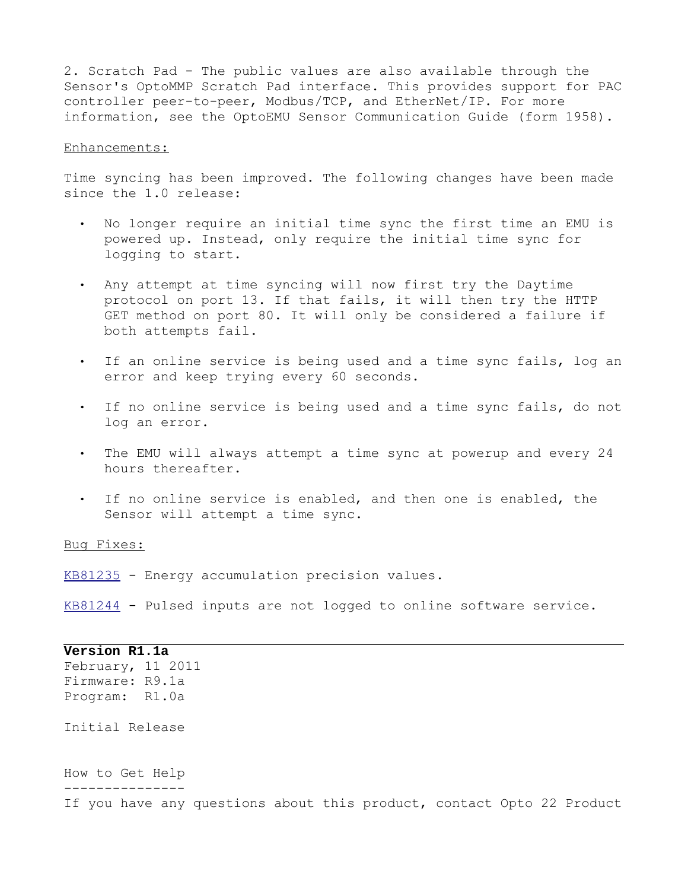2. Scratch Pad - The public values are also available through the Sensor's OptoMMP Scratch Pad interface. This provides support for PAC controller peer-to-peer, Modbus/TCP, and EtherNet/IP. For more information, see the OptoEMU Sensor Communication Guide (form 1958).

Enhancements:

Time syncing has been improved. The following changes have been made since the 1.0 release:

- No longer require an initial time sync the first time an EMU is powered up. Instead, only require the initial time sync for logging to start.
- Any attempt at time syncing will now first try the Daytime protocol on port 13. If that fails, it will then try the HTTP GET method on port 80. It will only be considered a failure if both attempts fail.
- If an online service is being used and a time sync fails, log an error and keep trying every 60 seconds.
- If no online service is being used and a time sync fails, do not log an error.
- The EMU will always attempt a time sync at powerup and every 24 hours thereafter.
- If no online service is enabled, and then one is enabled, the Sensor will attempt a time sync.

Bug Fixes:

KB81235 - Energy accumulation precision values.

KB81244 - Pulsed inputs are not logged to online software service.

---

**Version R1.1a**
February, 11 2011
Firmware: R9.1a
Program: R1.0a

Initial Release

How to Get Help
---------------
If you have any questions about this product, contact Opto 22 Product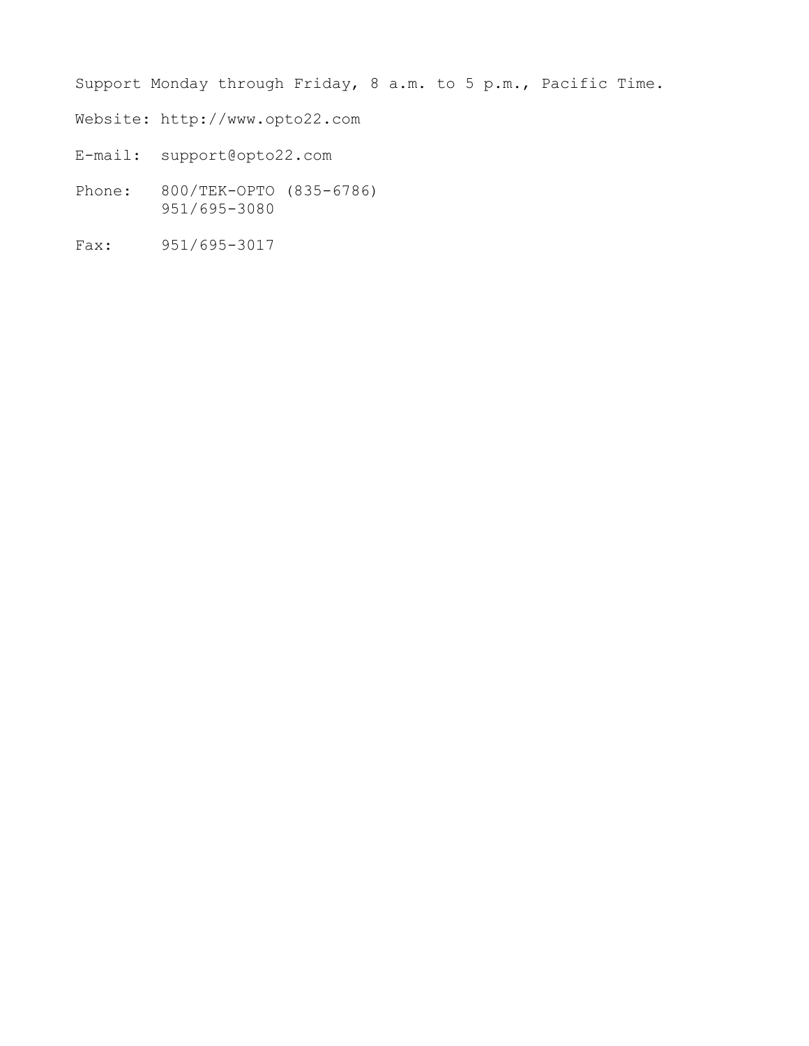Support Monday through Friday, 8 a.m. to 5 p.m., Pacific Time.

Website: http://www.opto22.com

E-mail: support@opto22.com

Phone: 800/TEK-OPTO (835-6786)
951/695-3080

Fax: 951/695-3017